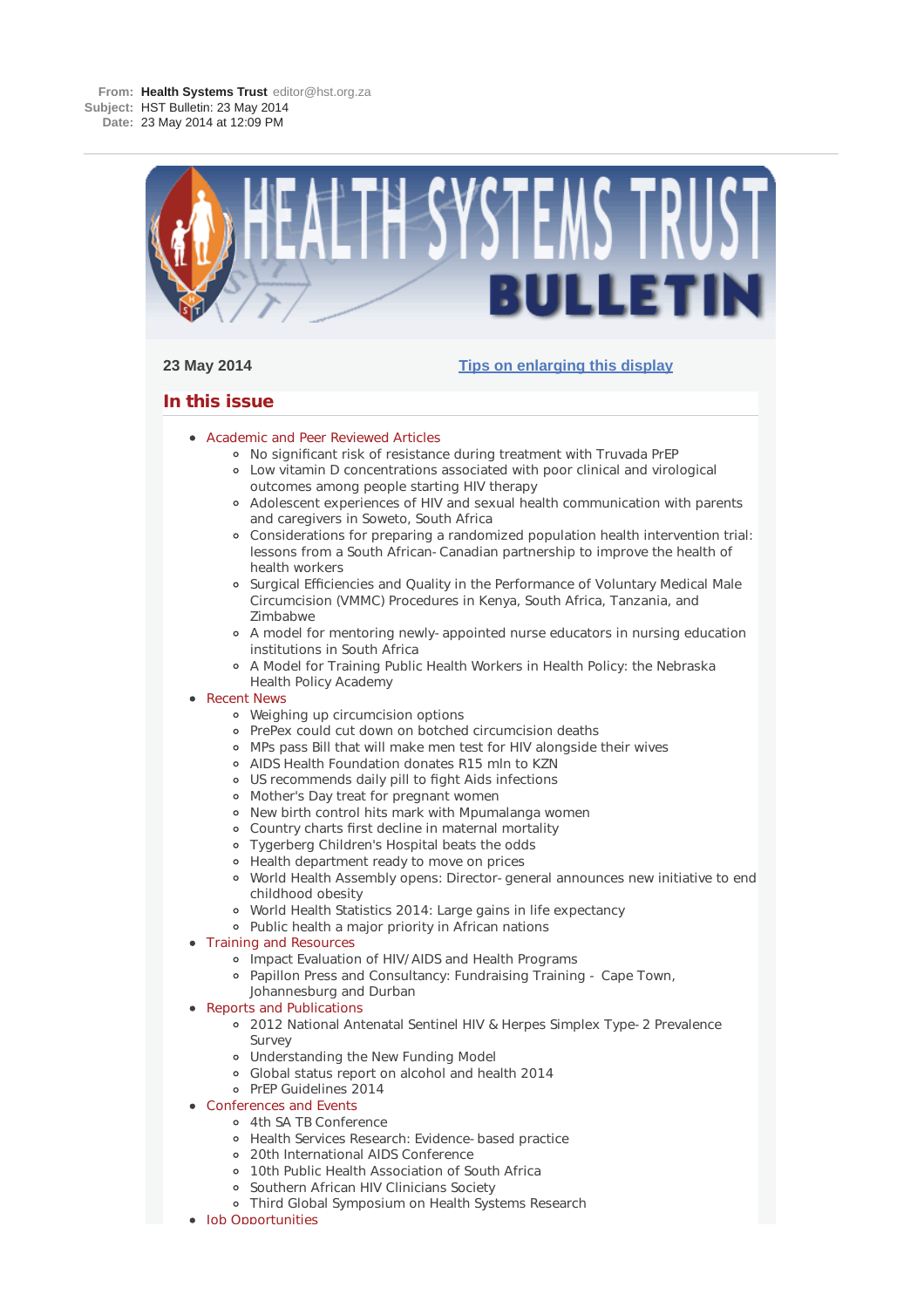**From:** **Health Systems Trust** editor@hst.org.za
**Subject:** HST Bulletin: 23 May 2014
**Date:** 23 May 2014 at 12:09 PM

# HEALTH SYSTEMS TRUST BULLETIN

**23 May 2014**

[Tips on enlarging this display]

## In this issue

- Academic and Peer Reviewed Articles
  - No significant risk of resistance during treatment with Truvada PrEP
  - Low vitamin D concentrations associated with poor clinical and virological outcomes among people starting HIV therapy
  - Adolescent experiences of HIV and sexual health communication with parents and caregivers in Soweto, South Africa
  - Considerations for preparing a randomized population health intervention trial: lessons from a South African- Canadian partnership to improve the health of health workers
  - Surgical Efficiencies and Quality in the Performance of Voluntary Medical Male Circumcision (VMMC) Procedures in Kenya, South Africa, Tanzania, and Zimbabwe
  - A model for mentoring newly- appointed nurse educators in nursing education institutions in South Africa
  - A Model for Training Public Health Workers in Health Policy: the Nebraska Health Policy Academy
- Recent News
  - Weighing up circumcision options
  - PrePex could cut down on botched circumcision deaths
  - MPs pass Bill that will make men test for HIV alongside their wives
  - AIDS Health Foundation donates R15 mln to KZN
  - US recommends daily pill to fight Aids infections
  - Mother's Day treat for pregnant women
  - New birth control hits mark with Mpumalanga women
  - Country charts first decline in maternal mortality
  - Tygerberg Children's Hospital beats the odds
  - Health department ready to move on prices
  - World Health Assembly opens: Director- general announces new initiative to end childhood obesity
  - World Health Statistics 2014: Large gains in life expectancy
  - Public health a major priority in African nations
- Training and Resources
  - Impact Evaluation of HIV/AIDS and Health Programs
  - Papillon Press and Consultancy: Fundraising Training - Cape Town, Johannesburg and Durban
- Reports and Publications
  - 2012 National Antenatal Sentinel HIV & Herpes Simplex Type- 2 Prevalence Survey
  - Understanding the New Funding Model
  - Global status report on alcohol and health 2014
  - PrEP Guidelines 2014
- Conferences and Events
  - 4th SA TB Conference
  - Health Services Research: Evidence- based practice
  - 20th International AIDS Conference
  - 10th Public Health Association of South Africa
  - Southern African HIV Clinicians Society
  - Third Global Symposium on Health Systems Research
- Job Opportunities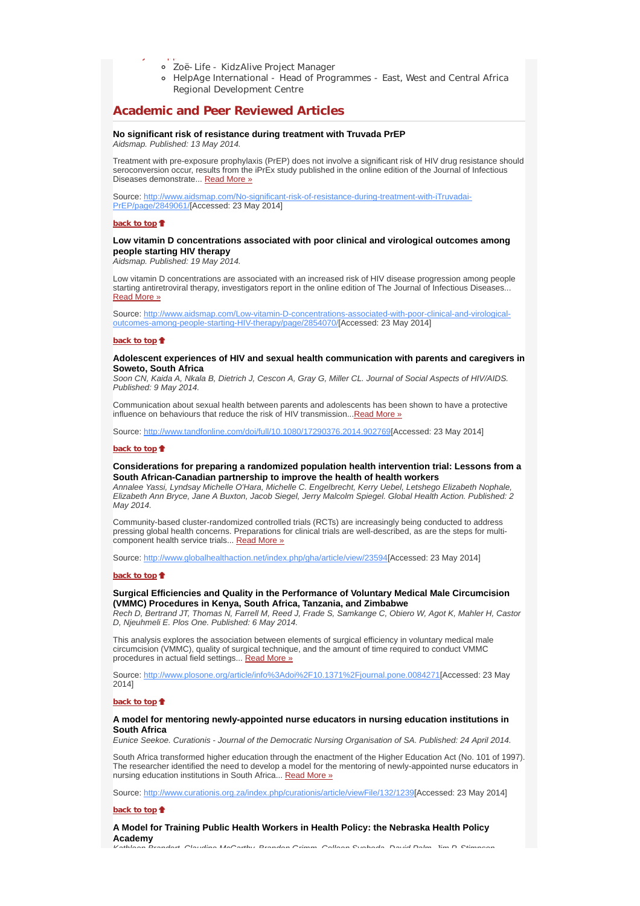- Zoë- Life - KidzAlive Project Manager
- HelpAge International - Head of Programmes - East, West and Central Africa Regional Development Centre

## Academic and Peer Reviewed Articles

**No significant risk of resistance during treatment with Truvada PrEP**
*Aidsmap. Published: 13 May 2014.*

Treatment with pre-exposure prophylaxis (PrEP) does not involve a significant risk of HIV drug resistance should seroconversion occur, results from the iPrEx study published in the online edition of the Journal of Infectious Diseases demonstrate... Read More »

Source: http://www.aidsmap.com/No-significant-risk-of-resistance-during-treatment-with-iTruvadai-PrEP/page/2849061/[Accessed: 23 May 2014]

**back to top**

**Low vitamin D concentrations associated with poor clinical and virological outcomes among people starting HIV therapy**
*Aidsmap. Published: 19 May 2014.*

Low vitamin D concentrations are associated with an increased risk of HIV disease progression among people starting antiretroviral therapy, investigators report in the online edition of The Journal of Infectious Diseases... Read More »

Source: http://www.aidsmap.com/Low-vitamin-D-concentrations-associated-with-poor-clinical-and-virological-outcomes-among-people-starting-HIV-therapy/page/2854070/[Accessed: 23 May 2014]

**back to top**

**Adolescent experiences of HIV and sexual health communication with parents and caregivers in Soweto, South Africa**
*Soon CN, Kaida A, Nkala B, Dietrich J, Cescon A, Gray G, Miller CL. Journal of Social Aspects of HIV/AIDS. Published: 9 May 2014.*

Communication about sexual health between parents and adolescents has been shown to have a protective influence on behaviours that reduce the risk of HIV transmission...Read More »

Source: http://www.tandfonline.com/doi/full/10.1080/17290376.2014.902769[Accessed: 23 May 2014]

**back to top**

**Considerations for preparing a randomized population health intervention trial: Lessons from a South African-Canadian partnership to improve the health of health workers**
*Annalee Yassi, Lyndsay Michelle O'Hara, Michelle C. Engelbrecht, Kerry Uebel, Letshego Elizabeth Nophale, Elizabeth Ann Bryce, Jane A Buxton, Jacob Siegel, Jerry Malcolm Spiegel. Global Health Action. Published: 2 May 2014.*

Community-based cluster-randomized controlled trials (RCTs) are increasingly being conducted to address pressing global health concerns. Preparations for clinical trials are well-described, as are the steps for multi-component health service trials... Read More »

Source: http://www.globalhealthaction.net/index.php/gha/article/view/23594[Accessed: 23 May 2014]

**back to top**

**Surgical Efficiencies and Quality in the Performance of Voluntary Medical Male Circumcision (VMMC) Procedures in Kenya, South Africa, Tanzania, and Zimbabwe**
*Rech D, Bertrand JT, Thomas N, Farrell M, Reed J, Frade S, Samkange C, Obiero W, Agot K, Mahler H, Castor D, Njeuhmeli E. Plos One. Published: 6 May 2014.*

This analysis explores the association between elements of surgical efficiency in voluntary medical male circumcision (VMMC), quality of surgical technique, and the amount of time required to conduct VMMC procedures in actual field settings... Read More »

Source: http://www.plosone.org/article/info%3Adoi%2F10.1371%2Fjournal.pone.0084271[Accessed: 23 May 2014]

**back to top**

**A model for mentoring newly-appointed nurse educators in nursing education institutions in South Africa**
*Eunice Seekoe. Curationis - Journal of the Democratic Nursing Organisation of SA. Published: 24 April 2014.*

South Africa transformed higher education through the enactment of the Higher Education Act (No. 101 of 1997). The researcher identified the need to develop a model for the mentoring of newly-appointed nurse educators in nursing education institutions in South Africa... Read More »

Source: http://www.curationis.org.za/index.php/curationis/article/viewFile/132/1239[Accessed: 23 May 2014]

**back to top**

**A Model for Training Public Health Workers in Health Policy: the Nebraska Health Policy Academy**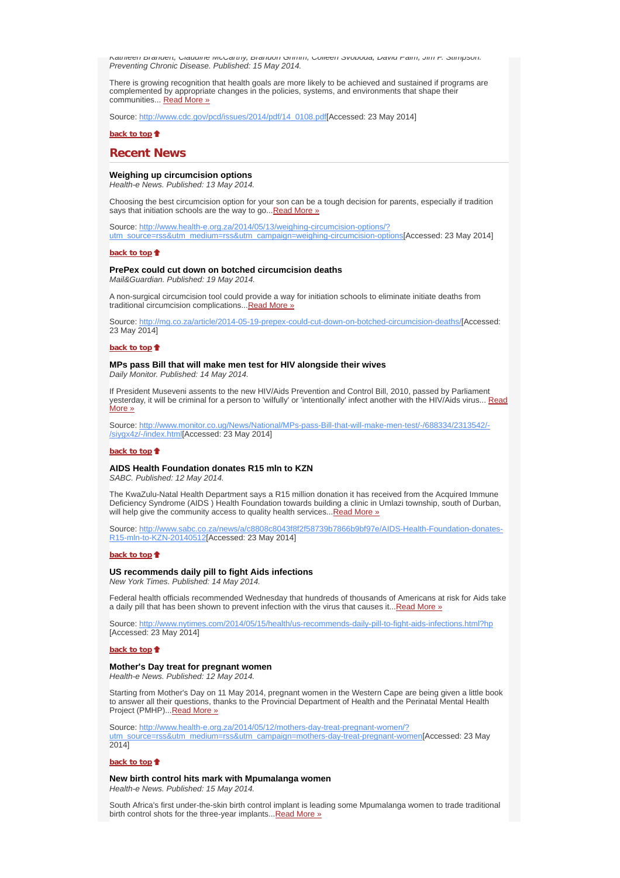Kathleen Brandert, Claudine McCarthy, Brandon Grimm, Colleen Svoboda, David Palm, Jim P. Stimpson. *Preventing Chronic Disease. Published: 15 May 2014.*

There is growing recognition that health goals are more likely to be achieved and sustained if programs are complemented by appropriate changes in the policies, systems, and environments that shape their communities... Read More »

Source: http://www.cdc.gov/pcd/issues/2014/pdf/14_0108.pdf[Accessed: 23 May 2014]

**back to top**

## Recent News

**Weighing up circumcision options**
*Health-e News. Published: 13 May 2014.*

Choosing the best circumcision option for your son can be a tough decision for parents, especially if tradition says that initiation schools are the way to go...Read More »

Source: http://www.health-e.org.za/2014/05/13/weighing-circumcision-options/?utm_source=rss&utm_medium=rss&utm_campaign=weighing-circumcision-options[Accessed: 23 May 2014]

**back to top**

**PrePex could cut down on botched circumcision deaths**
*Mail&Guardian. Published: 19 May 2014.*

A non-surgical circumcision tool could provide a way for initiation schools to eliminate initiate deaths from traditional circumcision complications...Read More »

Source: http://mg.co.za/article/2014-05-19-prepex-could-cut-down-on-botched-circumcision-deaths/[Accessed: 23 May 2014]

**back to top**

**MPs pass Bill that will make men test for HIV alongside their wives**
*Daily Monitor. Published: 14 May 2014.*

If President Museveni assents to the new HIV/Aids Prevention and Control Bill, 2010, passed by Parliament yesterday, it will be criminal for a person to 'wilfully' or 'intentionally' infect another with the HIV/Aids virus... Read More »

Source: http://www.monitor.co.ug/News/National/MPs-pass-Bill-that-will-make-men-test/-/688334/2313542/-/siygx4z/-/index.html[Accessed: 23 May 2014]

**back to top**

**AIDS Health Foundation donates R15 mln to KZN**
*SABC. Published: 12 May 2014.*

The KwaZulu-Natal Health Department says a R15 million donation it has received from the Acquired Immune Deficiency Syndrome (AIDS ) Health Foundation towards building a clinic in Umlazi township, south of Durban, will help give the community access to quality health services...Read More »

Source: http://www.sabc.co.za/news/a/c8808c8043f8f2f58739b7866b9bf97e/AIDS-Health-Foundation-donates-R15-mln-to-KZN-20140512[Accessed: 23 May 2014]

**back to top**

**US recommends daily pill to fight Aids infections**
*New York Times. Published: 14 May 2014.*

Federal health officials recommended Wednesday that hundreds of thousands of Americans at risk for Aids take a daily pill that has been shown to prevent infection with the virus that causes it...Read More »

Source: http://www.nytimes.com/2014/05/15/health/us-recommends-daily-pill-to-fight-aids-infections.html?hp [Accessed: 23 May 2014]

**back to top**

**Mother's Day treat for pregnant women**
*Health-e News. Published: 12 May 2014.*

Starting from Mother's Day on 11 May 2014, pregnant women in the Western Cape are being given a little book to answer all their questions, thanks to the Provincial Department of Health and the Perinatal Mental Health Project (PMHP)...Read More »

Source: http://www.health-e.org.za/2014/05/12/mothers-day-treat-pregnant-women/?utm_source=rss&utm_medium=rss&utm_campaign=mothers-day-treat-pregnant-women[Accessed: 23 May 2014]

**back to top**

**New birth control hits mark with Mpumalanga women**
*Health-e News. Published: 15 May 2014.*

South Africa's first under-the-skin birth control implant is leading some Mpumalanga women to trade traditional birth control shots for the three-year implants...Read More »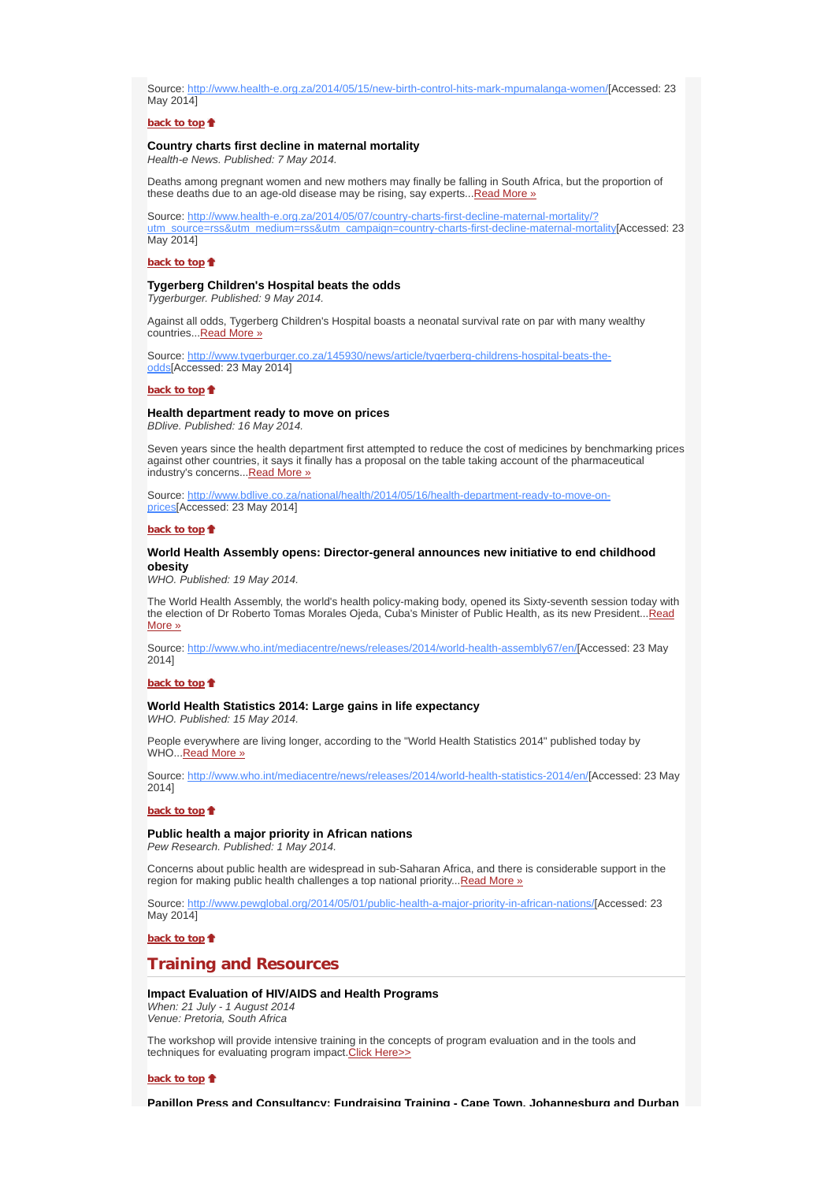Source: http://www.health-e.org.za/2014/05/15/new-birth-control-hits-mark-mpumalanga-women/[Accessed: 23 May 2014]

**back to top**

### Country charts first decline in maternal mortality

*Health-e News. Published: 7 May 2014.*

Deaths among pregnant women and new mothers may finally be falling in South Africa, but the proportion of these deaths due to an age-old disease may be rising, say experts...Read More »

Source: http://www.health-e.org.za/2014/05/07/country-charts-first-decline-maternal-mortality/?utm_source=rss&utm_medium=rss&utm_campaign=country-charts-first-decline-maternal-mortality[Accessed: 23 May 2014]

**back to top**

### Tygerberg Children's Hospital beats the odds

*Tygerburger. Published: 9 May 2014.*

Against all odds, Tygerberg Children's Hospital boasts a neonatal survival rate on par with many wealthy countries...Read More »

Source: http://www.tygerburger.co.za/145930/news/article/tygerberg-childrens-hospital-beats-the-odds[Accessed: 23 May 2014]

**back to top**

### Health department ready to move on prices

*BDlive. Published: 16 May 2014.*

Seven years since the health department first attempted to reduce the cost of medicines by benchmarking prices against other countries, it says it finally has a proposal on the table taking account of the pharmaceutical industry's concerns...Read More »

Source: http://www.bdlive.co.za/national/health/2014/05/16/health-department-ready-to-move-on-prices[Accessed: 23 May 2014]

**back to top**

### World Health Assembly opens: Director-general announces new initiative to end childhood obesity

*WHO. Published: 19 May 2014.*

The World Health Assembly, the world's health policy-making body, opened its Sixty-seventh session today with the election of Dr Roberto Tomas Morales Ojeda, Cuba's Minister of Public Health, as its new President...Read More »

Source: http://www.who.int/mediacentre/news/releases/2014/world-health-assembly67/en/[Accessed: 23 May 2014]

**back to top**

### World Health Statistics 2014: Large gains in life expectancy

*WHO. Published: 15 May 2014.*

People everywhere are living longer, according to the "World Health Statistics 2014" published today by WHO...Read More »

Source: http://www.who.int/mediacentre/news/releases/2014/world-health-statistics-2014/en/[Accessed: 23 May 2014]

**back to top**

### Public health a major priority in African nations

*Pew Research. Published: 1 May 2014.*

Concerns about public health are widespread in sub-Saharan Africa, and there is considerable support in the region for making public health challenges a top national priority...Read More »

Source: http://www.pewglobal.org/2014/05/01/public-health-a-major-priority-in-african-nations/[Accessed: 23 May 2014]

**back to top**

## Training and Resources

### Impact Evaluation of HIV/AIDS and Health Programs

*When: 21 July - 1 August 2014*
*Venue: Pretoria, South Africa*

The workshop will provide intensive training in the concepts of program evaluation and in the tools and techniques for evaluating program impact.Click Here>>

**back to top**

### Papillon Press and Consultancy: Fundraising Training - Cape Town, Johannesburg and Durban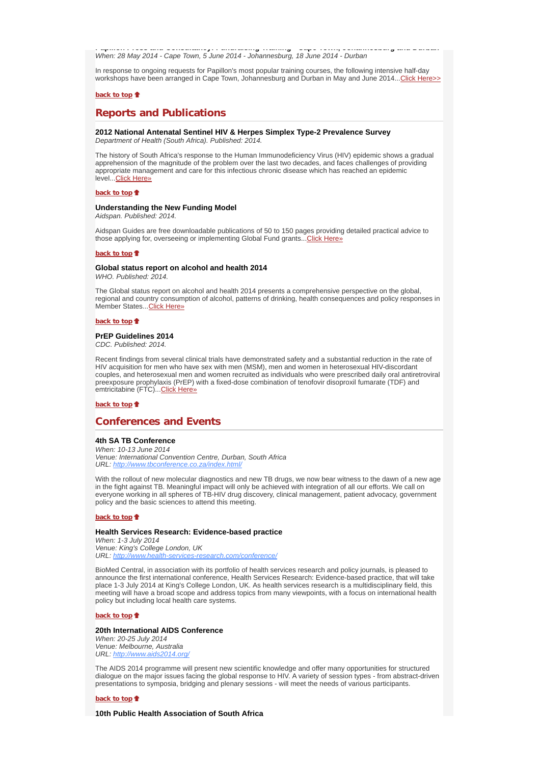**Papillon Press and Consultancy: Fundraising Training - Cape Town, Johannesburg and Durban**
*When: 28 May 2014 - Cape Town, 5 June 2014 - Johannesburg, 18 June 2014 - Durban*

In response to ongoing requests for Papillon's most popular training courses, the following intensive half-day workshops have been arranged in Cape Town, Johannesburg and Durban in May and June 2014...Click Here>>

**back to top**

## Reports and Publications

**2012 National Antenatal Sentinel HIV & Herpes Simplex Type-2 Prevalence Survey**
*Department of Health (South Africa). Published: 2014.*

The history of South Africa's response to the Human Immunodeficiency Virus (HIV) epidemic shows a gradual apprehension of the magnitude of the problem over the last two decades, and faces challenges of providing appropriate management and care for this infectious chronic disease which has reached an epidemic level...Click Here»

**back to top**

**Understanding the New Funding Model**
*Aidspan. Published: 2014.*

Aidspan Guides are free downloadable publications of 50 to 150 pages providing detailed practical advice to those applying for, overseeing or implementing Global Fund grants...Click Here»

**back to top**

**Global status report on alcohol and health 2014**
*WHO. Published: 2014.*

The Global status report on alcohol and health 2014 presents a comprehensive perspective on the global, regional and country consumption of alcohol, patterns of drinking, health consequences and policy responses in Member States...Click Here»

**back to top**

**PrEP Guidelines 2014**
*CDC. Published: 2014.*

Recent findings from several clinical trials have demonstrated safety and a substantial reduction in the rate of HIV acquisition for men who have sex with men (MSM), men and women in heterosexual HIV-discordant couples, and heterosexual men and women recruited as individuals who were prescribed daily oral antiretroviral preexposure prophylaxis (PrEP) with a fixed-dose combination of tenofovir disoproxil fumarate (TDF) and emtricitabine (FTC)...Click Here»

**back to top**

## Conferences and Events

**4th SA TB Conference**
*When: 10-13 June 2014*
*Venue: International Convention Centre, Durban, South Africa*
*URL: http://www.tbconference.co.za/index.html/*

With the rollout of new molecular diagnostics and new TB drugs, we now bear witness to the dawn of a new age in the fight against TB. Meaningful impact will only be achieved with integration of all our efforts. We call on everyone working in all spheres of TB-HIV drug discovery, clinical management, patient advocacy, government policy and the basic sciences to attend this meeting.

**back to top**

**Health Services Research: Evidence-based practice**
*When: 1-3 July 2014*
*Venue: King's College London, UK*
*URL: http://www.health-services-research.com/conference/*

BioMed Central, in association with its portfolio of health services research and policy journals, is pleased to announce the first international conference, Health Services Research: Evidence-based practice, that will take place 1-3 July 2014 at King's College London, UK. As health services research is a multidisciplinary field, this meeting will have a broad scope and address topics from many viewpoints, with a focus on international health policy but including local health care systems.

**back to top**

**20th International AIDS Conference**
*When: 20-25 July 2014*
*Venue: Melbourne, Australia*
*URL: http://www.aids2014.org/*

The AIDS 2014 programme will present new scientific knowledge and offer many opportunities for structured dialogue on the major issues facing the global response to HIV. A variety of session types - from abstract-driven presentations to symposia, bridging and plenary sessions - will meet the needs of various participants.

**back to top**

**10th Public Health Association of South Africa**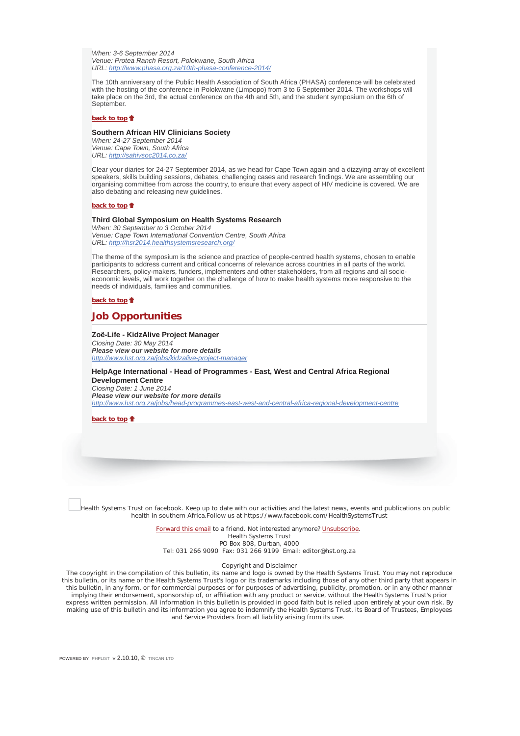*When: 3-6 September 2014*
*Venue: Protea Ranch Resort, Polokwane, South Africa*
*URL: http://www.phasa.org.za/10th-phasa-conference-2014/*

The 10th anniversary of the Public Health Association of South Africa (PHASA) conference will be celebrated with the hosting of the conference in Polokwane (Limpopo) from 3 to 6 September 2014. The workshops will take place on the 3rd, the actual conference on the 4th and 5th, and the student symposium on the 6th of September.

**back to top**

**Southern African HIV Clinicians Society**
*When: 24-27 September 2014*
*Venue: Cape Town, South Africa*
*URL: http://sahivsoc2014.co.za/*

Clear your diaries for 24-27 September 2014, as we head for Cape Town again and a dizzying array of excellent speakers, skills building sessions, debates, challenging cases and research findings. We are assembling our organising committee from across the country, to ensure that every aspect of HIV medicine is covered. We are also debating and releasing new guidelines.

**back to top**

**Third Global Symposium on Health Systems Research**
*When: 30 September to 3 October 2014*
*Venue: Cape Town International Convention Centre, South Africa*
*URL: http://hsr2014.healthsystemsresearch.org/*

The theme of the symposium is the science and practice of people-centred health systems, chosen to enable participants to address current and critical concerns of relevance across countries in all parts of the world. Researchers, policy-makers, funders, implementers and other stakeholders, from all regions and all socio-economic levels, will work together on the challenge of how to make health systems more responsive to the needs of individuals, families and communities.

**back to top**

## Job Opportunities

**Zoë-Life - KidzAlive Project Manager**
*Closing Date: 30 May 2014*
***Please view our website for more details***
*http://www.hst.org.za/jobs/kidzalive-project-manager*

**HelpAge International - Head of Programmes - East, West and Central Africa Regional Development Centre**
*Closing Date: 1 June 2014*
***Please view our website for more details***
*http://www.hst.org.za/jobs/head-programmes-east-west-and-central-africa-regional-development-centre*

**back to top**

Health Systems Trust on facebook. Keep up to date with our activities and the latest news, events and publications on public health in southern Africa.Follow us at https://www.facebook.com/HealthSystemsTrust

Forward this email to a friend. Not interested anymore? Unsubscribe.
Health Systems Trust
PO Box 808, Durban, 4000
Tel: 031 266 9090 Fax: 031 266 9199 Email: editor@hst.org.za

Copyright and Disclaimer
The copyright in the compilation of this bulletin, its name and logo is owned by the Health Systems Trust. You may not reproduce this bulletin, or its name or the Health Systems Trust's logo or its trademarks including those of any other third party that appears in this bulletin, in any form, or for commercial purposes or for purposes of advertising, publicity, promotion, or in any other manner implying their endorsement, sponsorship of, or affiliation with any product or service, without the Health Systems Trust's prior express written permission. All information in this bulletin is provided in good faith but is relied upon entirely at your own risk. By making use of this bulletin and its information you agree to indemnify the Health Systems Trust, its Board of Trustees, Employees and Service Providers from all liability arising from its use.

POWERED BY PHPLIST v 2.10.10, © TINCAN LTD